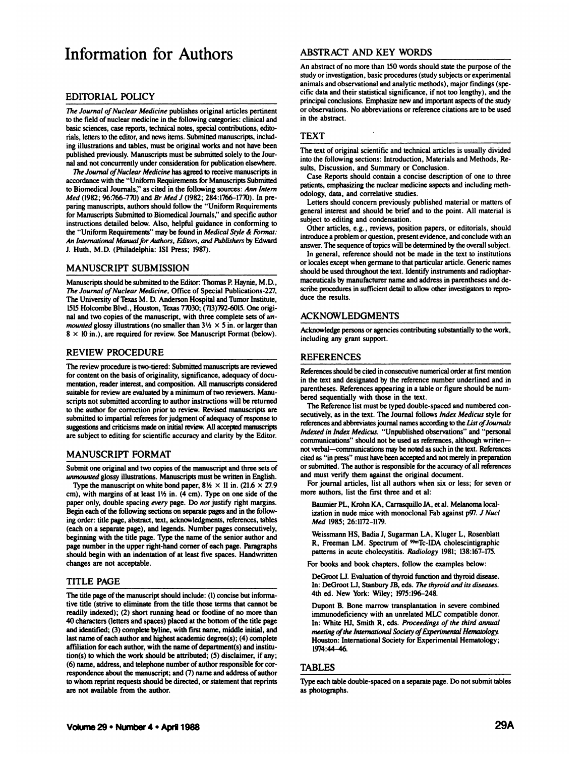# Information for Authors

## EDITORIAL POLICY

*The Journal of Nuclear Medicine* publishes original articles pertinent to the field of nuclear medicine in the following categories: clinical and basic sciences, case reports, technical notes, special contributions, editorials, letters to the editor, and news items. Submitted manuscripts, including illustrations and tables, must be original works and not have been published previously. Manuscripts must be submitted solely to the Journal and not concurrently under consideration for publication elsewhere.

*The Journal of Nuclear Medicine* has agreed to receive manuscripts in accordance with the "Uniform Requirements for Manuscripts Submitted to Biomedical Journals," as cited in the following sources: *Ann Intern Med* (1982; 96:766–770) and *Br Med J* (1982; 284:1766–1770). In preparing manuscripts, authors should follow the "Uniform Requirements for Manuscripts Submitted to Biomedical Journals," and specific author instructions detailed below. Also, helpful guidance in conforming to the "Uniform Requirements" may be found in *Medical Style & Format: An International Manual for Authors, Editors, and Publishers* by Edward J. Huth, M.D. (Philadelphia: ISI Press; 1987).

## MANUSCRIPT SUBMISSION

Manuscripts should be submitted to the Editor: Thomas P. Haynie, M.D., *The Journal of Nuclear Medicine*, Office of Special Publications-227, The University of Texas M. D. Anderson Hospital and Tumor Institute, 1515 Holcombe Blvd., Houston, Texas 77030; (713)792-6015. One original and two copies of the manuscript, with three complete sets of *unmounted* glossy illustrations (no smaller than 3½ × 5 in. or larger than 8 × 10 in.), are required for review. See Manuscript Format (below).

## REVIEW PROCEDURE

The review procedure is two-tiered: Submitted manuscripts are reviewed for content on the basis of originality, significance, adequacy of documentation, reader interest, and composition. All manuscripts considered suitable for review are evaluated by a minimum of two reviewers. Manuscripts not submitted according to author instructions will be returned to the author for correction prior to review. Revised manuscripts are submitted to impartial referees for judgment of adequacy of response to suggestions and criticisms made on initial review. All accepted manuscripts are subject to editing for scientific accuracy and clarity by the Editor.

## MANUSCRIPT FORMAT

Submit one original and two copies of the manuscript and three sets of *unmounted* glossy illustrations. Manuscripts must be written in English.

Type the manuscript on white bond paper, 8½ × 11 in. (21.6 × 27.9 cm), with margins of at least 1½ in. (4 cm). Type on one side of the paper only, double spacing *every* page. Do *not* justify right margins. Begin each of the following sections on separate pages and in the following order: title page, abstract, text, acknowledgments, references, tables (each on a separate page), and legends. Number pages consecutively, beginning with the title page. Type the name of the senior author and page number in the upper right-hand corner of each page. Paragraphs should begin with an indentation of at least five spaces. Handwritten changes are not acceptable.

## TITLE PAGE

The title page of the manuscript should include: (1) concise but informative title (strive to eliminate from the title those terms that cannot be readily indexed); (2) short running head or footline of no more than 40 characters (letters and spaces) placed at the bottom of the title page and identified; (3) complete byline, with first name, middle initial, and last name of each author and highest academic degree(s); (4) complete affiliation for each author, with the name of department(s) and institution(s) to which the work should be attributed; (5) disclaimer, if any; (6) name, address, and telephone number of author responsible for correspondence about the manuscript; and (7) name and address of author to whom reprint requests should be directed, or statement that reprints are not available from the author.

## ABSTRACT AND KEY WORDS

An abstract of no more than 150 words should state the purpose of the study or investigation, basic procedures (study subjects or experimental animals and observational and analytic methods), major findings (specific data and their statistical significance, if not too lengthy), and the principal conclusions. Emphasize new and important aspects of the study or observations. No abbreviations or reference citations are to be used in the abstract.

## TEXT

The text of original scientific and technical articles is usually divided into the following sections: Introduction, Materials and Methods, Results, Discussion, and Summary or Conclusion.

Case Reports should contain a concise description of one to three patients, emphasizing the nuclear medicine aspects and including methodology, data, and correlative studies.

Letters should concern previously published material or matters of general interest and should be brief and to the point. All material is subject to editing and condensation.

Other articles, e.g., reviews, position papers, or editorials, should introduce a problem or question, present evidence, and conclude with an answer. The sequence of topics will be determined by the overall subject.

In general, reference should not be made in the text to institutions or locales except when germane to that particular article. Generic names should be used throughout the text. Identify instruments and radiopharmaceuticals by manufacturer name and address in parentheses and describe procedures in sufficient detail to allow other investigators to reproduce the results.

## ACKNOWLEDGMENTS

Acknowledge persons or agencies contributing substantially to the work, including any grant support.

## REFERENCES

References should be cited in consecutive numerical order at first mention in the text and designated by the reference number underlined and in parentheses. References appearing in a table or figure should be numbered sequentially with those in the text.

The Reference list must be typed double-spaced and numbered consecutively, as in the text. The Journal follows *Index Medicus* style for references and abbreviates journal names according to the *List of Journals Indexed in Index Medicus*. "Unpublished observations" and "personal communications" should not be used as references, although written—not verbal—communications may be noted as such in the text. References cited as "in press" must have been accepted and not merely in preparation or submitted. The author is responsible for the accuracy of all references and must verify them against the original document.

For journal articles, list all authors when six or less; for seven or more authors, list the first three and et al:

> Baumier PL, Krohn KA, Carrasquillo JA, et al. Melanoma localization in nude mice with monoclonal Fab against p97. *J Nucl Med* 1985; 26:1172–1179.
>
> Weissmann HS, Badia J, Sugarman LA, Kluger L, Rosenblatt R, Freeman LM. Spectrum of $^{99m}$Tc-IDA cholescintigraphic patterns in acute cholecystitis. *Radiology* 1981; 138:167–175.

For books and book chapters, follow the examples below:

> DeGroot LJ. Evaluation of thyroid function and thyroid disease. In: DeGroot LJ, Stanbury JB, eds. *The thyroid and its diseases*. 4th ed. New York: Wiley; 1975:196–248.
>
> Dupont B. Bone marrow transplantation in severe combined immunodeficiency with an unrelated MLC compatible donor. In: White HJ, Smith R, eds. *Proceedings of the third annual meeting of the International Society of Experimental Hematology*. Houston: International Society for Experimental Hematology; 1974:44–46.

## TABLES

Type each table double-spaced on a separate page. Do not submit tables as photographs.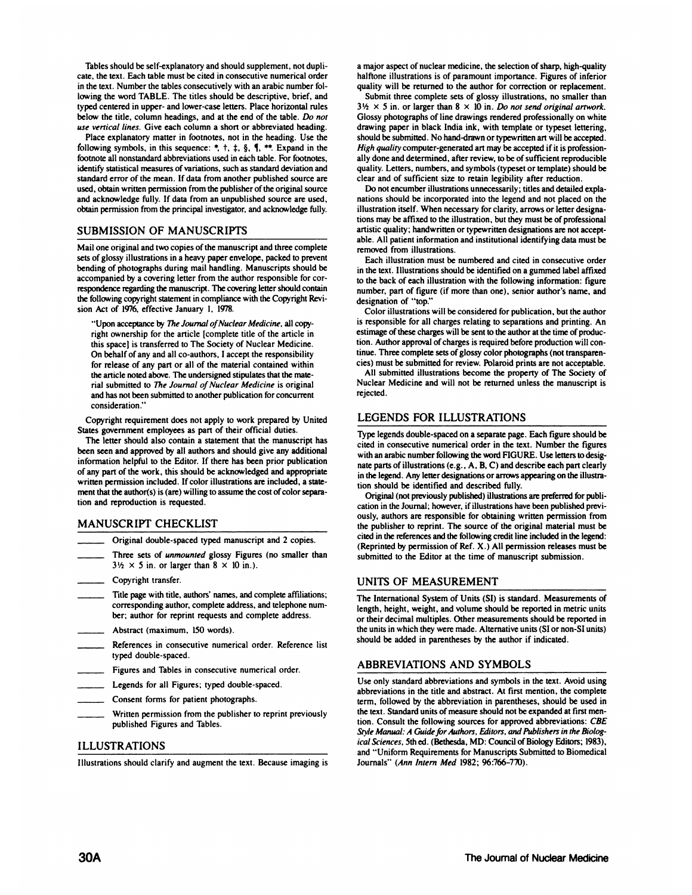Tables should be self-explanatory and should supplement, not duplicate, the text. Each table must be cited in consecutive numerical order in the text. Number the tables consecutively with an arabic number following the word TABLE. The titles should be descriptive, brief, and typed centered in upper- and lower-case letters. Place horizontal rules below the title, column headings, and at the end of the table. *Do not use vertical lines.* Give each column a short or abbreviated heading.

Place explanatory matter in footnotes, not in the heading. Use the following symbols, in this sequence: *, †, ‡, §, ¶, **. Expand in the footnote all nonstandard abbreviations used in each table. For footnotes, identify statistical measures of variations, such as standard deviation and standard error of the mean. If data from another published source are used, obtain written permission from the publisher of the original source and acknowledge fully. If data from an unpublished source are used, obtain permission from the principal investigator, and acknowledge fully.

## SUBMISSION OF MANUSCRIPTS

Mail one original and two copies of the manuscript and three complete sets of glossy illustrations in a heavy paper envelope, packed to prevent bending of photographs during mail handling. Manuscripts should be accompanied by a covering letter from the author responsible for correspondence regarding the manuscript. The covering letter should contain the following copyright statement in compliance with the Copyright Revision Act of 1976, effective January 1, 1978.

> "Upon acceptance by *The Journal of Nuclear Medicine*, all copyright ownership for the article [complete title of the article in this space] is transferred to The Society of Nuclear Medicine. On behalf of any and all co-authors, I accept the responsibility for release of any part or all of the material contained within the article noted above. The undersigned stipulates that the material submitted to *The Journal of Nuclear Medicine* is original and has not been submitted to another publication for concurrent consideration."

Copyright requirement does not apply to work prepared by United States government employees as part of their official duties.

The letter should also contain a statement that the manuscript has been seen and approved by all authors and should give any additional information helpful to the Editor. If there has been prior publication of any part of the work, this should be acknowledged and appropriate written permission included. If color illustrations are included, a statement that the author(s) is (are) willing to assume the cost of color separation and reproduction is requested.

## MANUSCRIPT CHECKLIST

- ______ Original double-spaced typed manuscript and 2 copies.
- ______ Three sets of *unmounted* glossy Figures (no smaller than 3½ × 5 in. or larger than 8 × 10 in.).
- ______ Copyright transfer.
- ______ Title page with title, authors' names, and complete affiliations; corresponding author, complete address, and telephone number; author for reprint requests and complete address.
- ______ Abstract (maximum, 150 words).
- ______ References in consecutive numerical order. Reference list typed double-spaced.
- ______ Figures and Tables in consecutive numerical order.
- ______ Legends for all Figures; typed double-spaced.
- ______ Consent forms for patient photographs.
- ______ Written permission from the publisher to reprint previously published Figures and Tables.

## ILLUSTRATIONS

Illustrations should clarify and augment the text. Because imaging is a major aspect of nuclear medicine, the selection of sharp, high-quality halftone illustrations is of paramount importance. Figures of inferior quality will be returned to the author for correction or replacement.

Submit three complete sets of glossy illustrations, no smaller than 3½ × 5 in. or larger than 8 × 10 in. *Do not send original artwork.* Glossy photographs of line drawings rendered professionally on white drawing paper in black India ink, with template or typeset lettering, should be submitted. No hand-drawn or typewritten art will be accepted. *High quality* computer-generated art may be accepted if it is professionally done and determined, after review, to be of sufficient reproducible quality. Letters, numbers, and symbols (typeset or template) should be clear and of sufficient size to retain legibility after reduction.

Do not encumber illustrations unnecessarily; titles and detailed explanations should be incorporated into the legend and not placed on the illustration itself. When necessary for clarity, arrows or letter designations may be affixed to the illustration, but they must be of professional artistic quality; handwritten or typewritten designations are not acceptable. All patient information and institutional identifying data must be removed from illustrations.

Each illustration must be numbered and cited in consecutive order in the text. Illustrations should be identified on a gummed label affixed to the back of each illustration with the following information: figure number, part of figure (if more than one), senior author's name, and designation of "top."

Color illustrations will be considered for publication, but the author is responsible for all charges relating to separations and printing. An estimage of these charges will be sent to the author at the time of production. Author approval of charges is required before production will continue. Three complete sets of glossy color photographs (not transparencies) must be submitted for review. Polaroid prints are not acceptable.

All submitted illustrations become the property of The Society of Nuclear Medicine and will not be returned unless the manuscript is rejected.

## LEGENDS FOR ILLUSTRATIONS

Type legends double-spaced on a separate page. Each figure should be cited in consecutive numerical order in the text. Number the figures with an arabic number following the word FIGURE. Use letters to designate parts of illustrations (e.g., A, B, C) and describe each part clearly in the legend. Any letter designations or arrows appearing on the illustration should be identified and described fully.

Original (not previously published) illustrations are preferred for publication in the Journal; however, if illustrations have been published previously, authors are responsible for obtaining written permission from the publisher to reprint. The source of the original material must be cited in the references and the following credit line included in the legend: (Reprinted by permission of Ref. X.) All permission releases must be submitted to the Editor at the time of manuscript submission.

## UNITS OF MEASUREMENT

The International System of Units (SI) is standard. Measurements of length, height, weight, and volume should be reported in metric units or their decimal multiples. Other measurements should be reported in the units in which they were made. Alternative units (SI or non-SI units) should be added in parentheses by the author if indicated.

## ABBREVIATIONS AND SYMBOLS

Use only standard abbreviations and symbols in the text. Avoid using abbreviations in the title and abstract. At first mention, the complete term, followed by the abbreviation in parentheses, should be used in the text. Standard units of measure should not be expanded at first mention. Consult the following sources for approved abbreviations: *CBE Style Manual: A Guide for Authors, Editors, and Publishers in the Biological Sciences*, 5th ed. (Bethesda, MD: Council of Biology Editors; 1983), and "Uniform Requirements for Manuscripts Submitted to Biomedical Journals" (*Ann Intern Med* 1982; 96:766–770).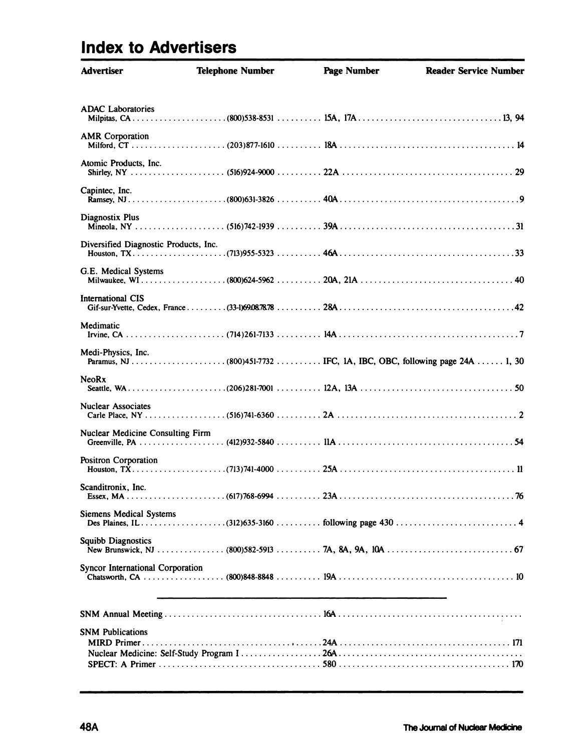# Index to Advertisers

| Advertiser | Telephone Number | Page Number | Reader Service Number |
|---|---|---|---|
| ADAC Laboratories<br>Milpitas, CA | (800)538-8531 | 15A, 17A | 13, 94 |
| AMR Corporation<br>Milford, CT | (203)877-1610 | 18A | 14 |
| Atomic Products, Inc.<br>Shirley, NY | (516)924-9000 | 22A | 29 |
| Capintec, Inc.<br>Ramsey, NJ | (800)631-3826 | 40A | 9 |
| Diagnostix Plus<br>Mineola, NY | (516)742-1939 | 39A | 31 |
| Diversified Diagnostic Products, Inc.<br>Houston, TX | (713)955-5323 | 46A | 33 |
| G.E. Medical Systems<br>Milwaukee, WI | (800)624-5962 | 20A, 21A | 40 |
| International CIS<br>Gif-sur-Yvette, Cedex, France | (33-1)69.08.78.78 | 28A | 42 |
| Medimatic<br>Irvine, CA | (714)261-7133 | 14A | 7 |
| Medi-Physics, Inc.<br>Paramus, NJ | (800)451-7732 | IFC, 1A, IBC, OBC, following page 24A | 1, 30 |
| NeoRx<br>Seattle, WA | (206)281-7001 | 12A, 13A | 50 |
| Nuclear Associates<br>Carle Place, NY | (516)741-6360 | 2A | 2 |
| Nuclear Medicine Consulting Firm<br>Greenville, PA | (412)932-5840 | 11A | 54 |
| Positron Corporation<br>Houston, TX | (713)741-4000 | 25A | 11 |
| Scanditronix, Inc.<br>Essex, MA | (617)768-6994 | 23A | 76 |
| Siemens Medical Systems<br>Des Plaines, IL | (312)635-3160 | following page 430 | 4 |
| Squibb Diagnostics<br>New Brunswick, NJ | (800)582-5913 | 7A, 8A, 9A, 10A | 67 |
| Syncor International Corporation<br>Chatsworth, CA | (800)848-8848 | 19A | 10 |
| SNM Annual Meeting | | 16A | |
| SNM Publications | | | |
| MIRD Primer | | 24A | 171 |
| Nuclear Medicine: Self-Study Program I | | 26A | |
| SPECT: A Primer | | 580 | 170 |